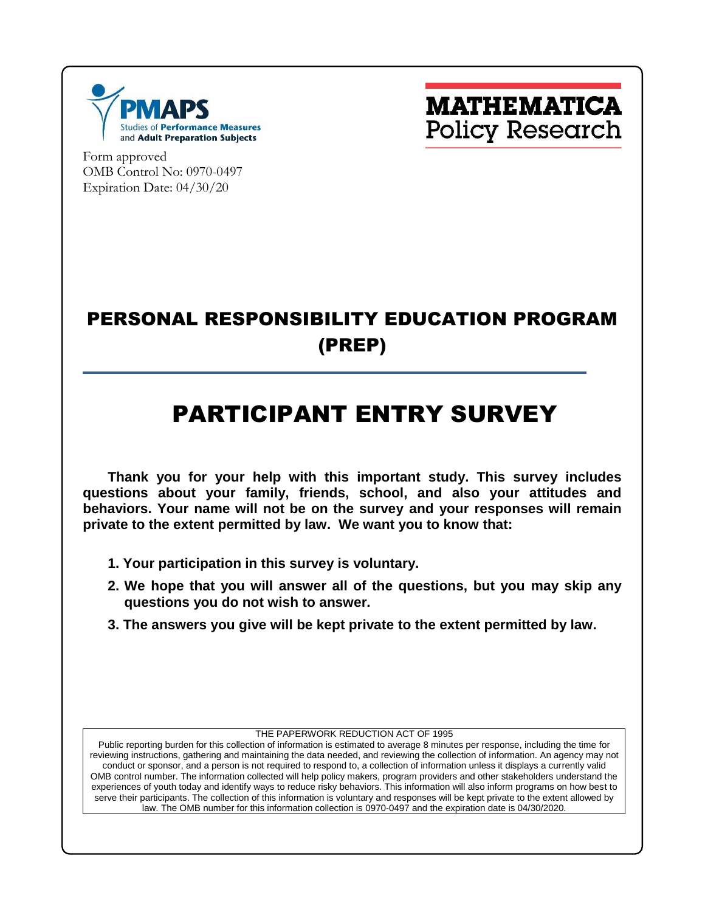PMAPS Studies of Performance Measures and Adult Preparation Subjects

MATHEMATICA Policy Research

Form approved
OMB Control No: 0970-0497
Expiration Date: 04/30/20

# PERSONAL RESPONSIBILITY EDUCATION PROGRAM (PREP)

# PARTICIPANT ENTRY SURVEY

**Thank you for your help with this important study. This survey includes questions about your family, friends, school, and also your attitudes and behaviors. Your name will not be on the survey and your responses will remain private to the extent permitted by law. We want you to know that:**

1. **Your participation in this survey is voluntary.**
2. **We hope that you will answer all of the questions, but you may skip any questions you do not wish to answer.**
3. **The answers you give will be kept private to the extent permitted by law.**

THE PAPERWORK REDUCTION ACT OF 1995

Public reporting burden for this collection of information is estimated to average 8 minutes per response, including the time for reviewing instructions, gathering and maintaining the data needed, and reviewing the collection of information. An agency may not conduct or sponsor, and a person is not required to respond to, a collection of information unless it displays a currently valid OMB control number. The information collected will help policy makers, program providers and other stakeholders understand the experiences of youth today and identify ways to reduce risky behaviors. This information will also inform programs on how best to serve their participants. The collection of this information is voluntary and responses will be kept private to the extent allowed by law. The OMB number for this information collection is 0970-0497 and the expiration date is 04/30/2020.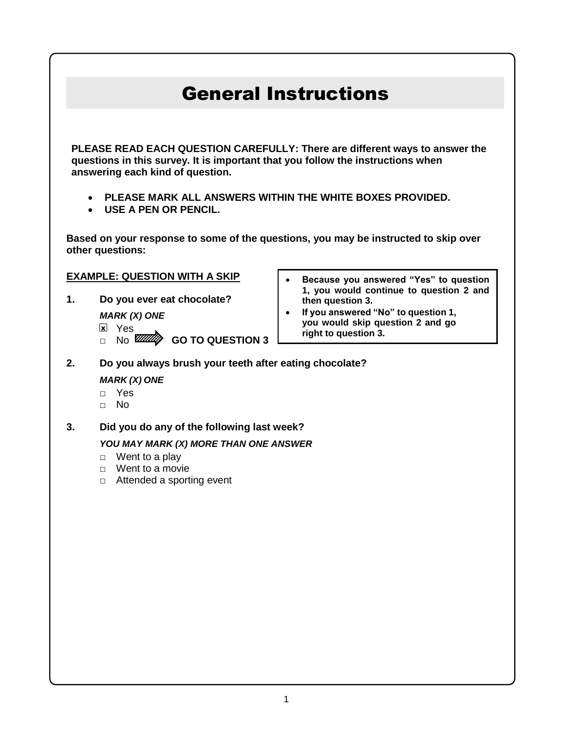# General Instructions

**PLEASE READ EACH QUESTION CAREFULLY: There are different ways to answer the questions in this survey. It is important that you follow the instructions when answering each kind of question.**

- **PLEASE MARK ALL ANSWERS WITHIN THE WHITE BOXES PROVIDED.**
- **USE A PEN OR PENCIL.**

**Based on your response to some of the questions, you may be instructed to skip over other questions:**

**EXAMPLE: QUESTION WITH A SKIP**

**1. Do you ever eat chocolate?**

***MARK (X) ONE***

- ☒ Yes
- ☐ No ➡ **GO TO QUESTION 3**

> - **Because you answered "Yes" to question 1, you would continue to question 2 and then question 3.**
> - **If you answered "No" to question 1, you would skip question 2 and go right to question 3.**

**2. Do you always brush your teeth after eating chocolate?**

***MARK (X) ONE***

- ☐ Yes
- ☐ No

**3. Did you do any of the following last week?**

***YOU MAY MARK (X) MORE THAN ONE ANSWER***

- ☐ Went to a play
- ☐ Went to a movie
- ☐ Attended a sporting event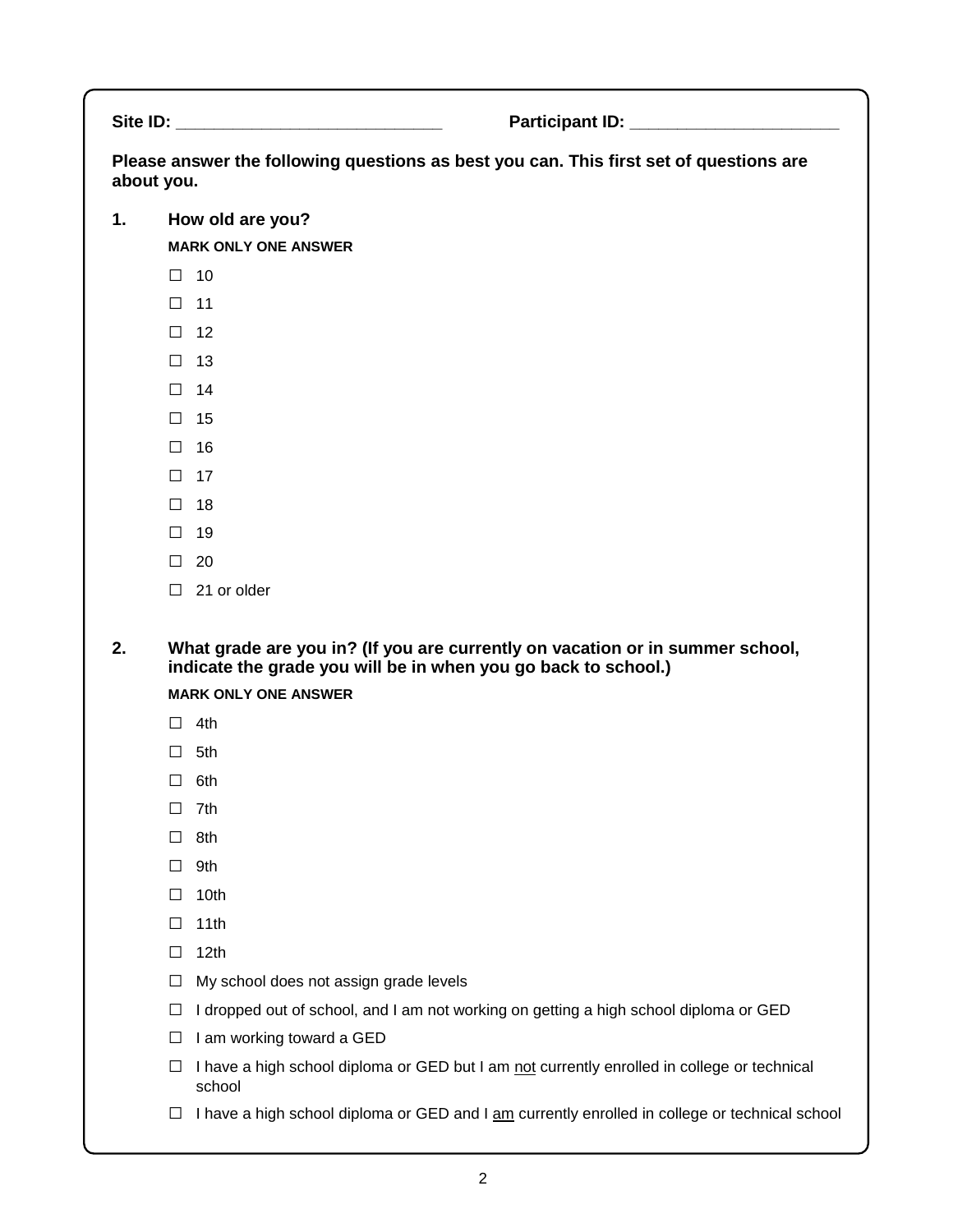**Site ID:** ____________________________ **Participant ID:** ______________________

**Please answer the following questions as best you can. This first set of questions are about you.**

**1. How old are you?**

**MARK ONLY ONE ANSWER**

- ☐ 10
- ☐ 11
- ☐ 12
- ☐ 13
- ☐ 14
- ☐ 15
- ☐ 16
- ☐ 17
- ☐ 18
- ☐ 19
- ☐ 20
- ☐ 21 or older

**2. What grade are you in? (If you are currently on vacation or in summer school, indicate the grade you will be in when you go back to school.)**

**MARK ONLY ONE ANSWER**

- ☐ 4th
- ☐ 5th
- ☐ 6th
- ☐ 7th
- ☐ 8th
- ☐ 9th
- ☐ 10th
- ☐ 11th
- ☐ 12th
- ☐ My school does not assign grade levels
- ☐ I dropped out of school, and I am not working on getting a high school diploma or GED
- ☐ I am working toward a GED
- ☐ I have a high school diploma or GED but I am <u>not</u> currently enrolled in college or technical school
- ☐ I have a high school diploma or GED and I <u>am</u> currently enrolled in college or technical school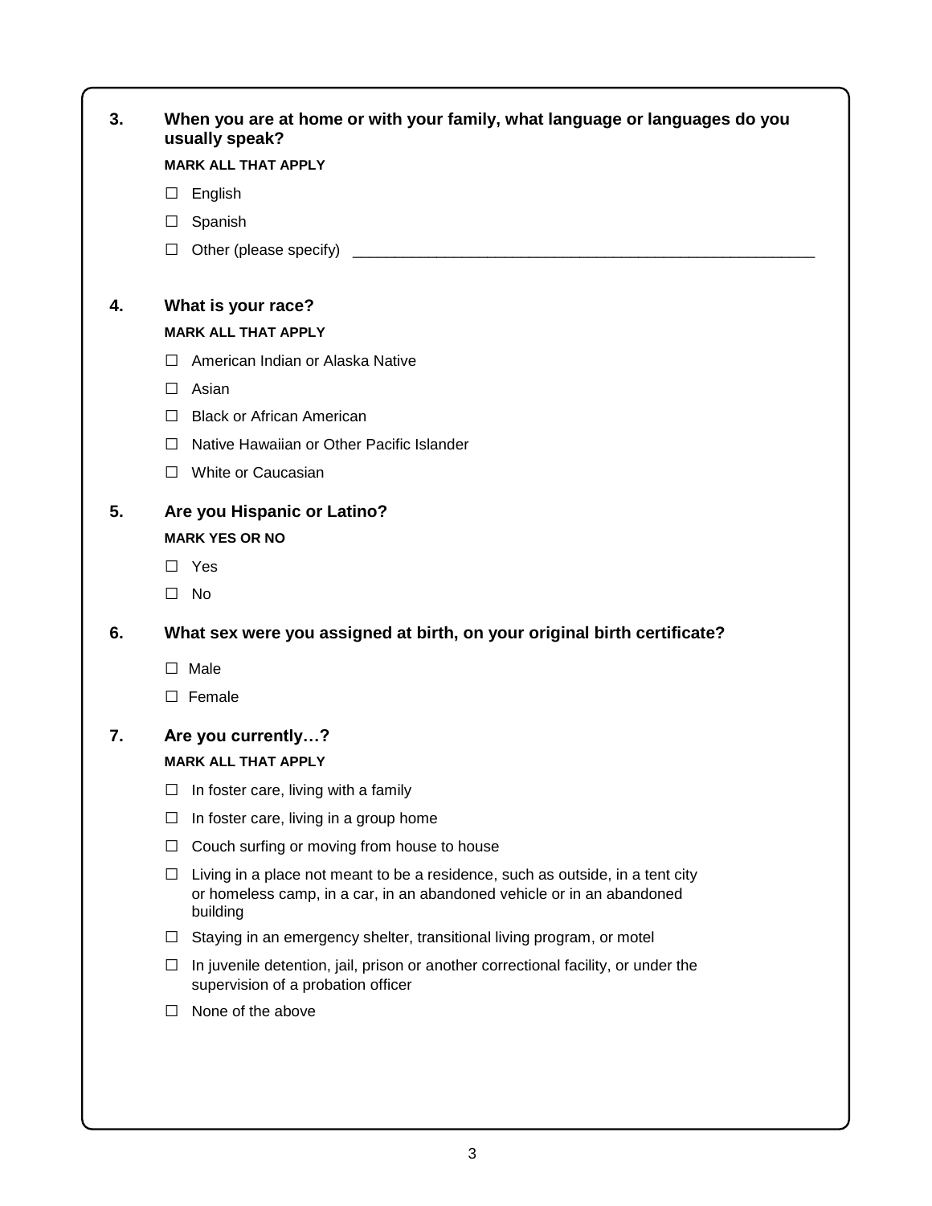**3. When you are at home or with your family, what language or languages do you usually speak?**

**MARK ALL THAT APPLY**

- ☐ English
- ☐ Spanish
- ☐ Other (please specify) ________________________________________________________

**4. What is your race?**

**MARK ALL THAT APPLY**

- ☐ American Indian or Alaska Native
- ☐ Asian
- ☐ Black or African American
- ☐ Native Hawaiian or Other Pacific Islander
- ☐ White or Caucasian

**5. Are you Hispanic or Latino?**

**MARK YES OR NO**

- ☐ Yes
- ☐ No

**6. What sex were you assigned at birth, on your original birth certificate?**

- ☐ Male
- ☐ Female

**7. Are you currently…?**

**MARK ALL THAT APPLY**

- ☐ In foster care, living with a family
- ☐ In foster care, living in a group home
- ☐ Couch surfing or moving from house to house
- ☐ Living in a place not meant to be a residence, such as outside, in a tent city or homeless camp, in a car, in an abandoned vehicle or in an abandoned building
- ☐ Staying in an emergency shelter, transitional living program, or motel
- ☐ In juvenile detention, jail, prison or another correctional facility, or under the supervision of a probation officer
- ☐ None of the above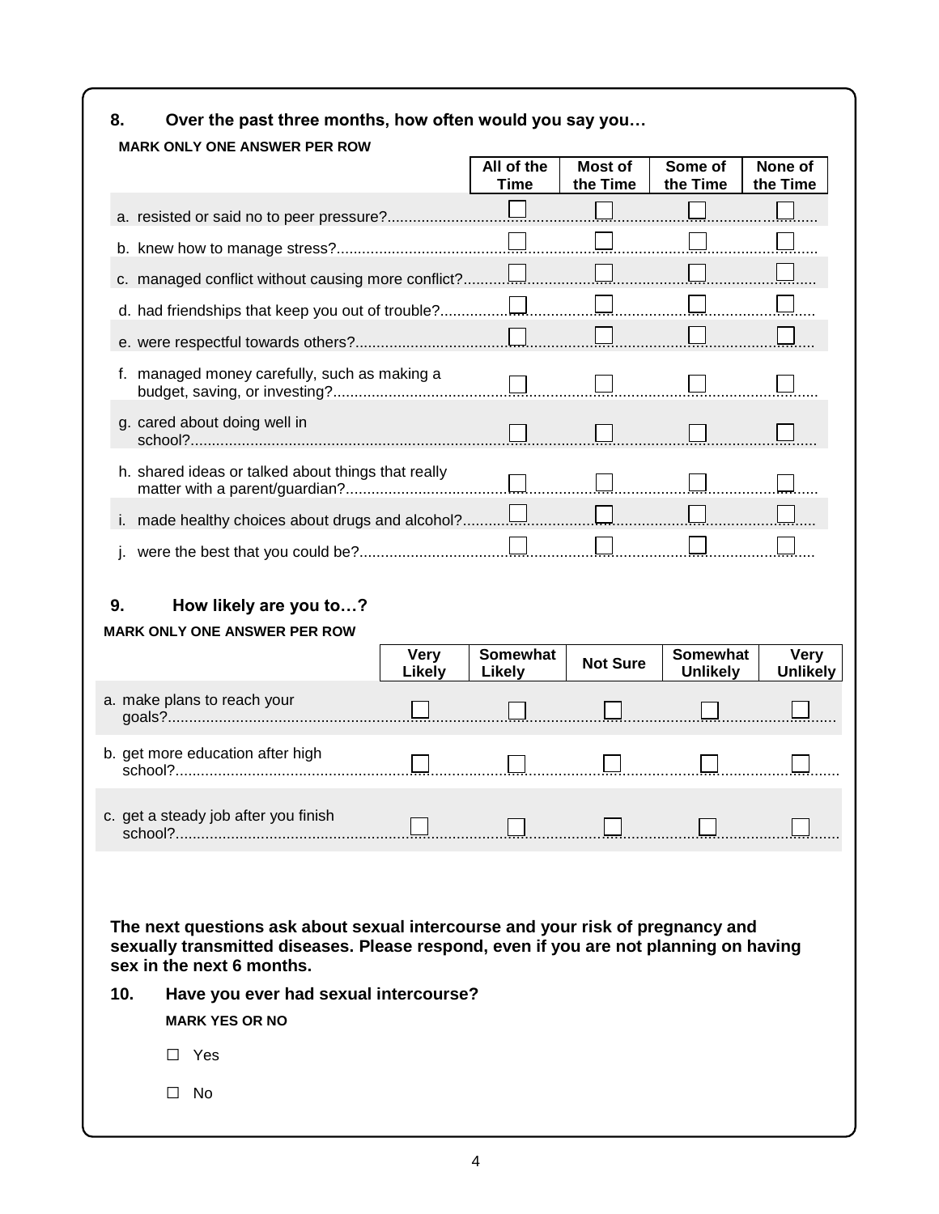**8. Over the past three months, how often would you say you…**

**MARK ONLY ONE ANSWER PER ROW**

| | All of the Time | Most of the Time | Some of the Time | None of the Time |
|---|---|---|---|---|
| a. resisted or said no to peer pressure? | ☐ | ☐ | ☐ | ☐ |
| b. knew how to manage stress? | ☐ | ☐ | ☐ | ☐ |
| c. managed conflict without causing more conflict? | ☐ | ☐ | ☐ | ☐ |
| d. had friendships that keep you out of trouble? | ☐ | ☐ | ☐ | ☐ |
| e. were respectful towards others? | ☐ | ☐ | ☐ | ☐ |
| f. managed money carefully, such as making a budget, saving, or investing? | ☐ | ☐ | ☐ | ☐ |
| g. cared about doing well in school? | ☐ | ☐ | ☐ | ☐ |
| h. shared ideas or talked about things that really matter with a parent/guardian? | ☐ | ☐ | ☐ | ☐ |
| i. made healthy choices about drugs and alcohol? | ☐ | ☐ | ☐ | ☐ |
| j. were the best that you could be? | ☐ | ☐ | ☐ | ☐ |

**9. How likely are you to…?**

**MARK ONLY ONE ANSWER PER ROW**

| | Very Likely | Somewhat Likely | Not Sure | Somewhat Unlikely | Very Unlikely |
|---|---|---|---|---|---|
| a. make plans to reach your goals? | ☐ | ☐ | ☐ | ☐ | ☐ |
| b. get more education after high school? | ☐ | ☐ | ☐ | ☐ | ☐ |
| c. get a steady job after you finish school? | ☐ | ☐ | ☐ | ☐ | ☐ |

**The next questions ask about sexual intercourse and your risk of pregnancy and sexually transmitted diseases. Please respond, even if you are not planning on having sex in the next 6 months.**

**10. Have you ever had sexual intercourse?**

**MARK YES OR NO**

☐ Yes

☐ No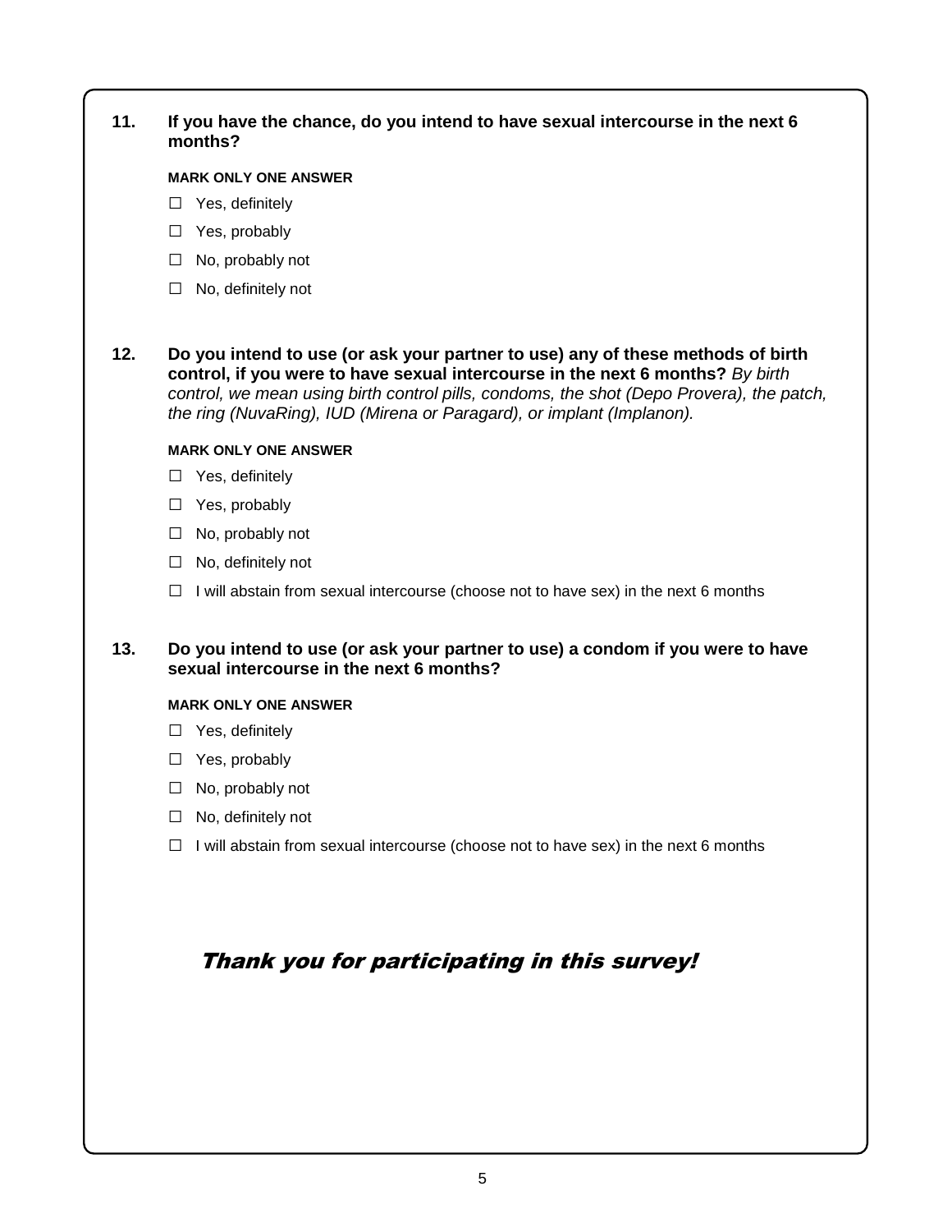**11. If you have the chance, do you intend to have sexual intercourse in the next 6 months?**

**MARK ONLY ONE ANSWER**

- ☐ Yes, definitely
- ☐ Yes, probably
- ☐ No, probably not
- ☐ No, definitely not

**12. Do you intend to use (or ask your partner to use) any of these methods of birth control, if you were to have sexual intercourse in the next 6 months?** *By birth control, we mean using birth control pills, condoms, the shot (Depo Provera), the patch, the ring (NuvaRing), IUD (Mirena or Paragard), or implant (Implanon).*

**MARK ONLY ONE ANSWER**

- ☐ Yes, definitely
- ☐ Yes, probably
- ☐ No, probably not
- ☐ No, definitely not
- ☐ I will abstain from sexual intercourse (choose not to have sex) in the next 6 months

**13. Do you intend to use (or ask your partner to use) a condom if you were to have sexual intercourse in the next 6 months?**

**MARK ONLY ONE ANSWER**

- ☐ Yes, definitely
- ☐ Yes, probably
- ☐ No, probably not
- ☐ No, definitely not
- ☐ I will abstain from sexual intercourse (choose not to have sex) in the next 6 months

***Thank you for participating in this survey!***